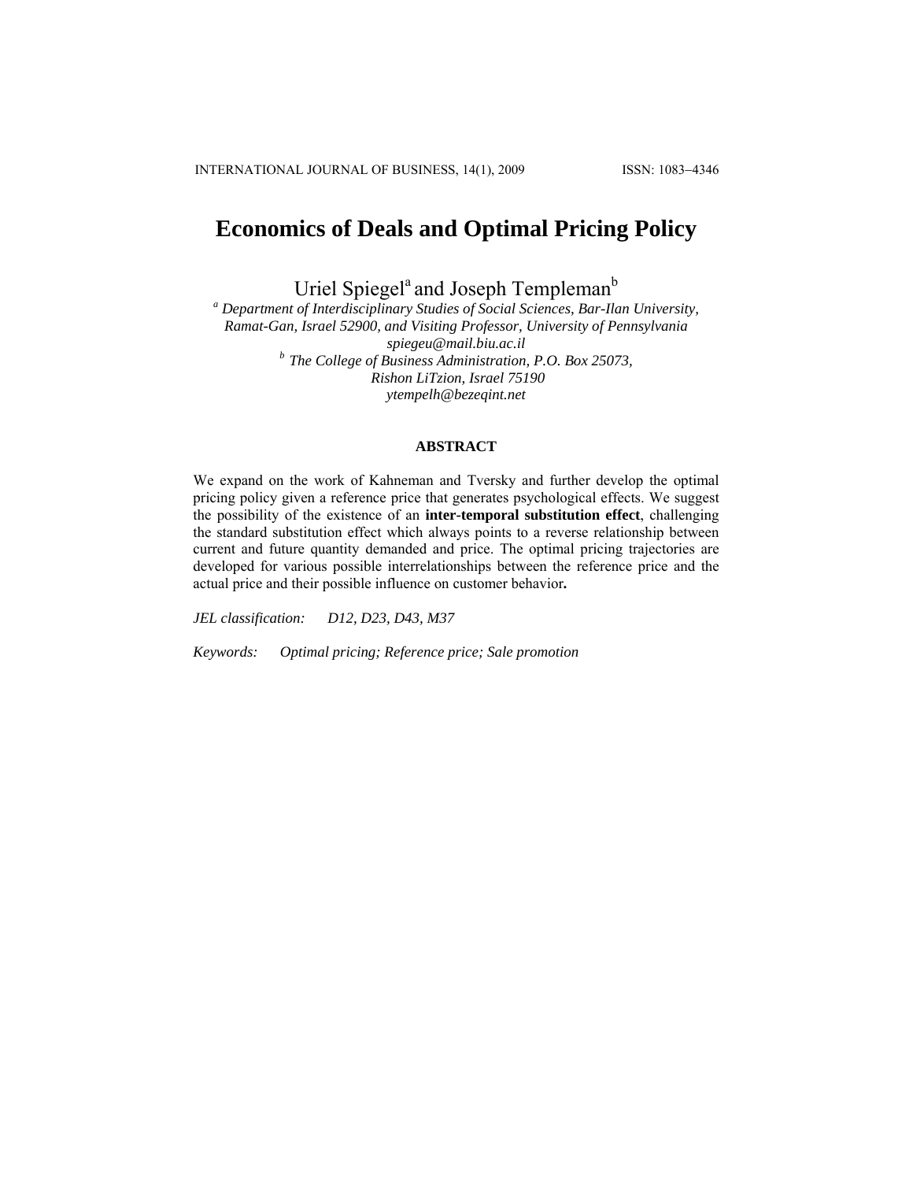# Economics of Deals and Optimal Pricing Policy

Uriel Spiegel[a] and Joseph Templeman[b]

[a] *Department of Interdisciplinary Studies of Social Sciences, Bar-Ilan University, Ramat-Gan, Israel 52900, and Visiting Professor, University of Pennsylvania*
*spiegeu@mail.biu.ac.il*

[b] *The College of Business Administration, P.O. Box 25073, Rishon LiTzion, Israel 75190*
*ytempelh@bezeqint.net*

### ABSTRACT

We expand on the work of Kahneman and Tversky and further develop the optimal pricing policy given a reference price that generates psychological effects. We suggest the possibility of the existence of an **inter-temporal substitution effect**, challenging the standard substitution effect which always points to a reverse relationship between current and future quantity demanded and price. The optimal pricing trajectories are developed for various possible interrelationships between the reference price and the actual price and their possible influence on customer behavior**.**

*JEL classification:* *D12, D23, D43, M37*

*Keywords:* *Optimal pricing; Reference price; Sale promotion*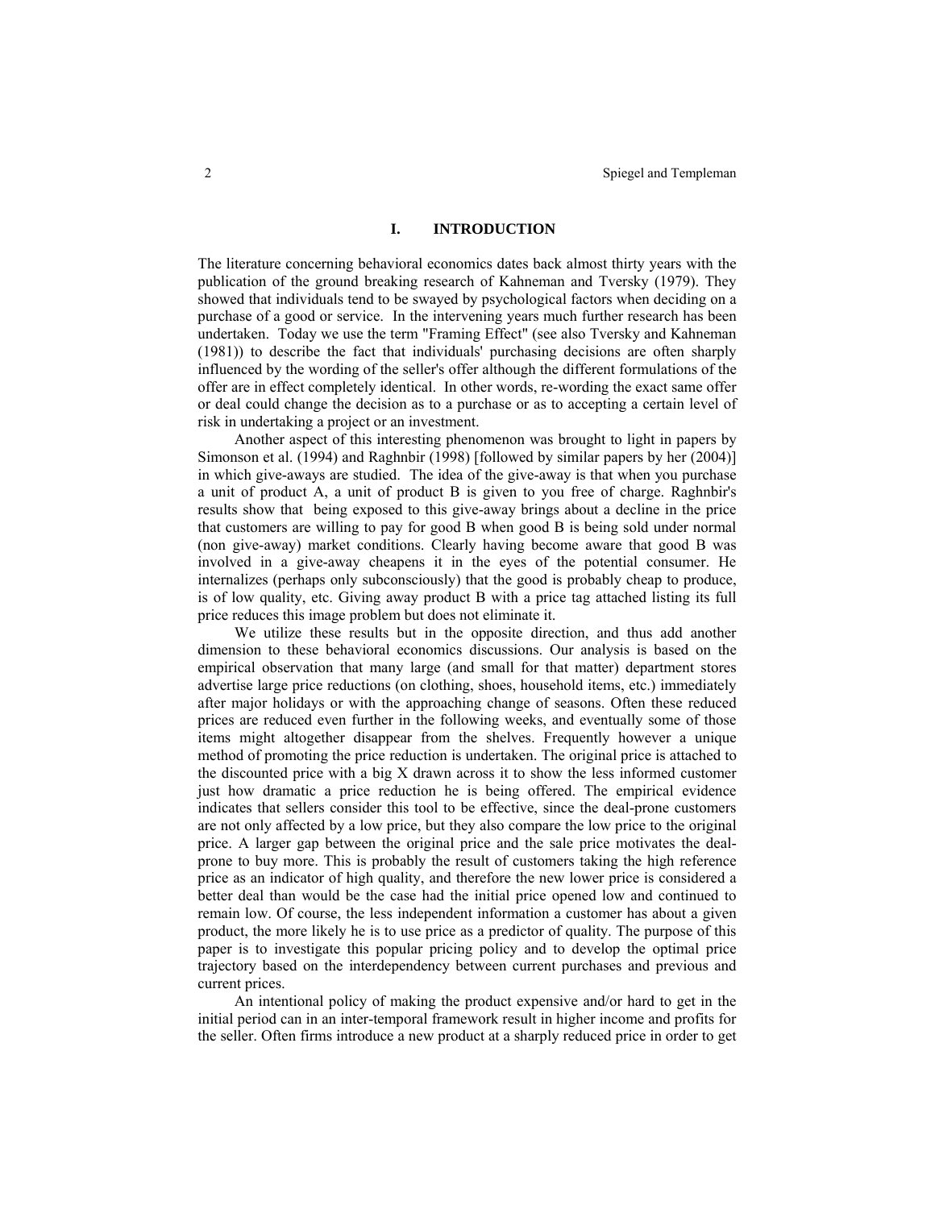## I. INTRODUCTION

The literature concerning behavioral economics dates back almost thirty years with the publication of the ground breaking research of Kahneman and Tversky (1979). They showed that individuals tend to be swayed by psychological factors when deciding on a purchase of a good or service. In the intervening years much further research has been undertaken. Today we use the term "Framing Effect" (see also Tversky and Kahneman (1981)) to describe the fact that individuals' purchasing decisions are often sharply influenced by the wording of the seller's offer although the different formulations of the offer are in effect completely identical. In other words, re-wording the exact same offer or deal could change the decision as to a purchase or as to accepting a certain level of risk in undertaking a project or an investment.

Another aspect of this interesting phenomenon was brought to light in papers by Simonson et al. (1994) and Raghnbir (1998) [followed by similar papers by her (2004)] in which give-aways are studied. The idea of the give-away is that when you purchase a unit of product A, a unit of product B is given to you free of charge. Raghnbir's results show that being exposed to this give-away brings about a decline in the price that customers are willing to pay for good B when good B is being sold under normal (non give-away) market conditions. Clearly having become aware that good B was involved in a give-away cheapens it in the eyes of the potential consumer. He internalizes (perhaps only subconsciously) that the good is probably cheap to produce, is of low quality, etc. Giving away product B with a price tag attached listing its full price reduces this image problem but does not eliminate it.

We utilize these results but in the opposite direction, and thus add another dimension to these behavioral economics discussions. Our analysis is based on the empirical observation that many large (and small for that matter) department stores advertise large price reductions (on clothing, shoes, household items, etc.) immediately after major holidays or with the approaching change of seasons. Often these reduced prices are reduced even further in the following weeks, and eventually some of those items might altogether disappear from the shelves. Frequently however a unique method of promoting the price reduction is undertaken. The original price is attached to the discounted price with a big X drawn across it to show the less informed customer just how dramatic a price reduction he is being offered. The empirical evidence indicates that sellers consider this tool to be effective, since the deal-prone customers are not only affected by a low price, but they also compare the low price to the original price. A larger gap between the original price and the sale price motivates the deal-prone to buy more. This is probably the result of customers taking the high reference price as an indicator of high quality, and therefore the new lower price is considered a better deal than would be the case had the initial price opened low and continued to remain low. Of course, the less independent information a customer has about a given product, the more likely he is to use price as a predictor of quality. The purpose of this paper is to investigate this popular pricing policy and to develop the optimal price trajectory based on the interdependency between current purchases and previous and current prices.

An intentional policy of making the product expensive and/or hard to get in the initial period can in an inter-temporal framework result in higher income and profits for the seller. Often firms introduce a new product at a sharply reduced price in order to get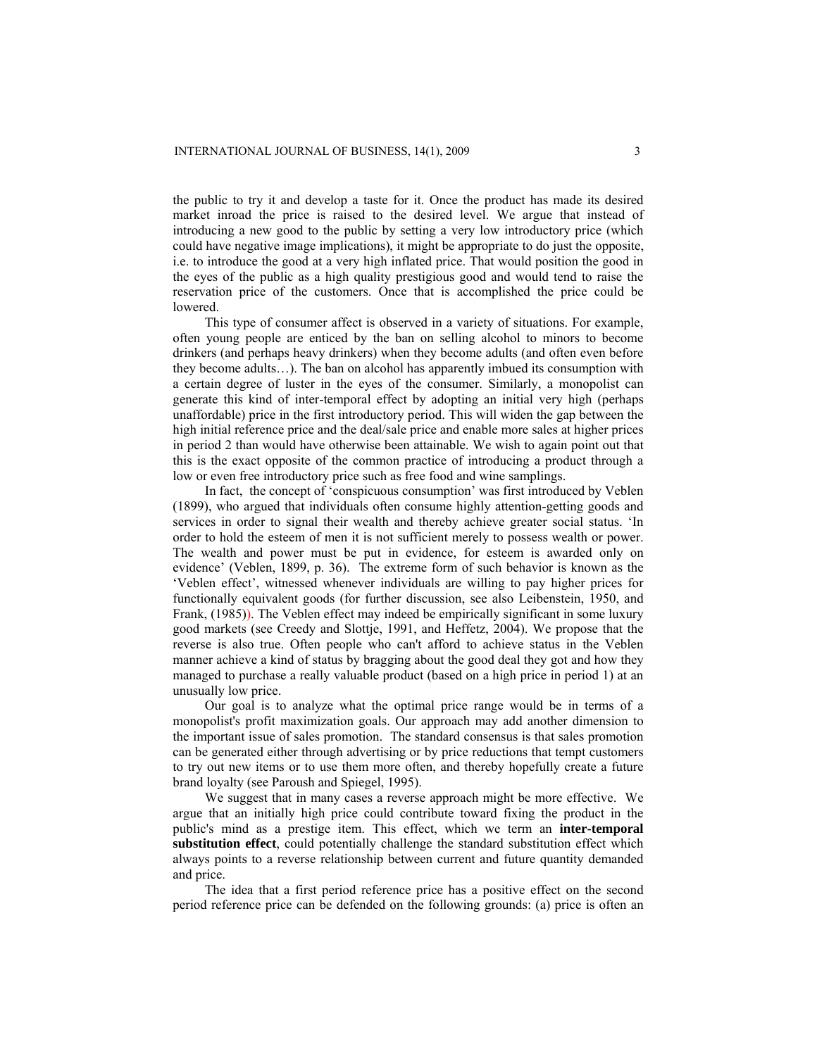the public to try it and develop a taste for it. Once the product has made its desired market inroad the price is raised to the desired level. We argue that instead of introducing a new good to the public by setting a very low introductory price (which could have negative image implications), it might be appropriate to do just the opposite, i.e. to introduce the good at a very high inflated price. That would position the good in the eyes of the public as a high quality prestigious good and would tend to raise the reservation price of the customers. Once that is accomplished the price could be lowered.

This type of consumer affect is observed in a variety of situations. For example, often young people are enticed by the ban on selling alcohol to minors to become drinkers (and perhaps heavy drinkers) when they become adults (and often even before they become adults…). The ban on alcohol has apparently imbued its consumption with a certain degree of luster in the eyes of the consumer. Similarly, a monopolist can generate this kind of inter-temporal effect by adopting an initial very high (perhaps unaffordable) price in the first introductory period. This will widen the gap between the high initial reference price and the deal/sale price and enable more sales at higher prices in period 2 than would have otherwise been attainable. We wish to again point out that this is the exact opposite of the common practice of introducing a product through a low or even free introductory price such as free food and wine samplings.

In fact, the concept of 'conspicuous consumption' was first introduced by Veblen (1899), who argued that individuals often consume highly attention-getting goods and services in order to signal their wealth and thereby achieve greater social status. 'In order to hold the esteem of men it is not sufficient merely to possess wealth or power. The wealth and power must be put in evidence, for esteem is awarded only on evidence' (Veblen, 1899, p. 36). The extreme form of such behavior is known as the 'Veblen effect', witnessed whenever individuals are willing to pay higher prices for functionally equivalent goods (for further discussion, see also Leibenstein, 1950, and Frank, (1985)). The Veblen effect may indeed be empirically significant in some luxury good markets (see Creedy and Slottje, 1991, and Heffetz, 2004). We propose that the reverse is also true. Often people who can't afford to achieve status in the Veblen manner achieve a kind of status by bragging about the good deal they got and how they managed to purchase a really valuable product (based on a high price in period 1) at an unusually low price.

Our goal is to analyze what the optimal price range would be in terms of a monopolist's profit maximization goals. Our approach may add another dimension to the important issue of sales promotion. The standard consensus is that sales promotion can be generated either through advertising or by price reductions that tempt customers to try out new items or to use them more often, and thereby hopefully create a future brand loyalty (see Paroush and Spiegel, 1995).

We suggest that in many cases a reverse approach might be more effective. We argue that an initially high price could contribute toward fixing the product in the public's mind as a prestige item. This effect, which we term an **inter-temporal substitution effect**, could potentially challenge the standard substitution effect which always points to a reverse relationship between current and future quantity demanded and price.

The idea that a first period reference price has a positive effect on the second period reference price can be defended on the following grounds: (a) price is often an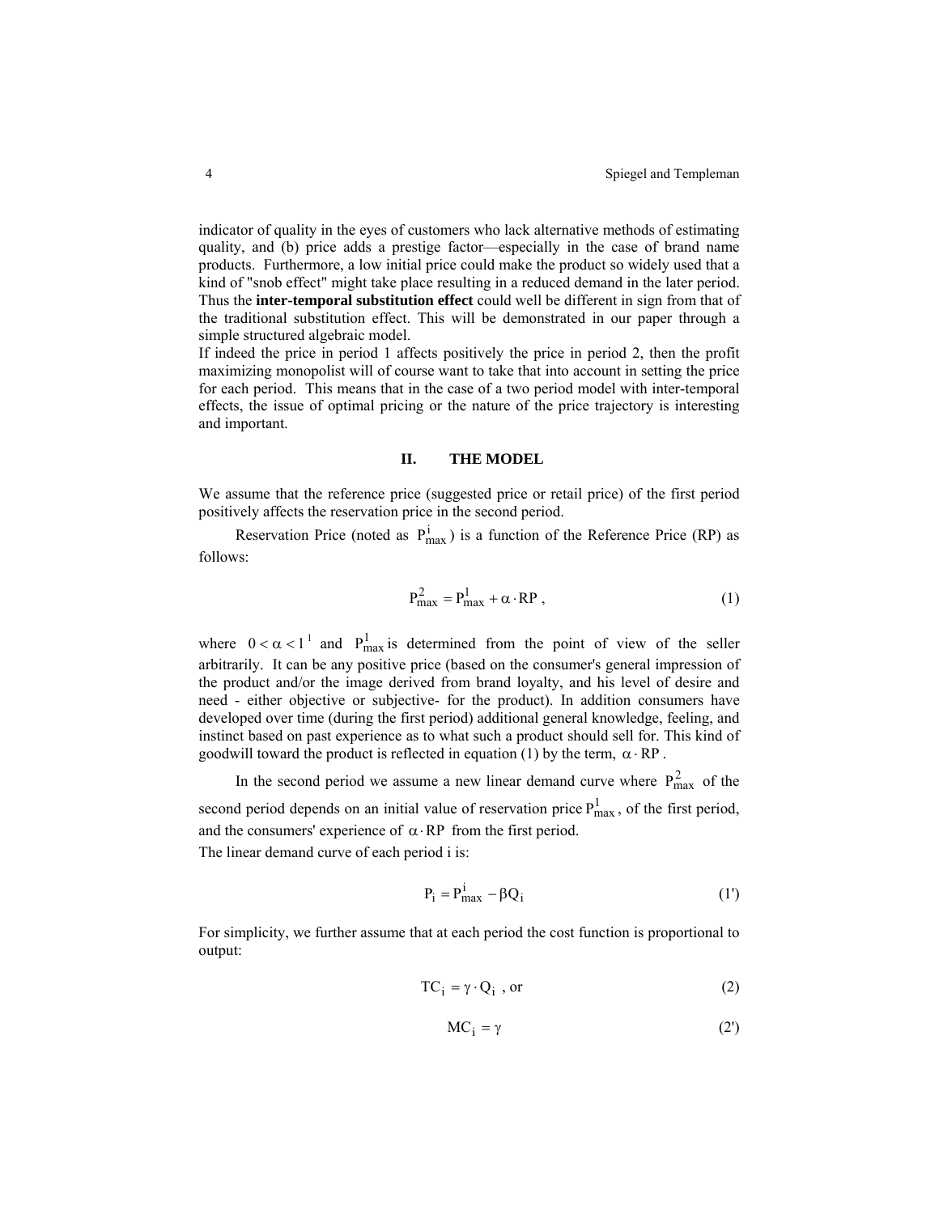indicator of quality in the eyes of customers who lack alternative methods of estimating quality, and (b) price adds a prestige factor—especially in the case of brand name products. Furthermore, a low initial price could make the product so widely used that a kind of "snob effect" might take place resulting in a reduced demand in the later period. Thus the **inter-temporal substitution effect** could well be different in sign from that of the traditional substitution effect. This will be demonstrated in our paper through a simple structured algebraic model.

If indeed the price in period 1 affects positively the price in period 2, then the profit maximizing monopolist will of course want to take that into account in setting the price for each period. This means that in the case of a two period model with inter-temporal effects, the issue of optimal pricing or the nature of the price trajectory is interesting and important.

## II. THE MODEL

We assume that the reference price (suggested price or retail price) of the first period positively affects the reservation price in the second period.

Reservation Price (noted as $P_{max}^{i}$) is a function of the Reference Price (RP) as follows:

$$P_{max}^{2} = P_{max}^{1} + \alpha \cdot RP \,, \tag{1}$$

where $0 < \alpha < 1$[1] and $P_{max}^{1}$ is determined from the point of view of the seller arbitrarily. It can be any positive price (based on the consumer's general impression of the product and/or the image derived from brand loyalty, and his level of desire and need - either objective or subjective- for the product). In addition consumers have developed over time (during the first period) additional general knowledge, feeling, and instinct based on past experience as to what such a product should sell for. This kind of goodwill toward the product is reflected in equation (1) by the term, $\alpha \cdot RP$.

In the second period we assume a new linear demand curve where $P_{max}^{2}$ of the second period depends on an initial value of reservation price $P_{max}^{1}$, of the first period, and the consumers' experience of $\alpha \cdot RP$ from the first period.

The linear demand curve of each period i is:

$$P_{i} = P_{max}^{i} - \beta Q_{i} \tag{1'}$$

For simplicity, we further assume that at each period the cost function is proportional to output:

$$TC_{i} = \gamma \cdot Q_{i} \text{ , or} \tag{2}$$

$$MC_{i} = \gamma \tag{2'}$$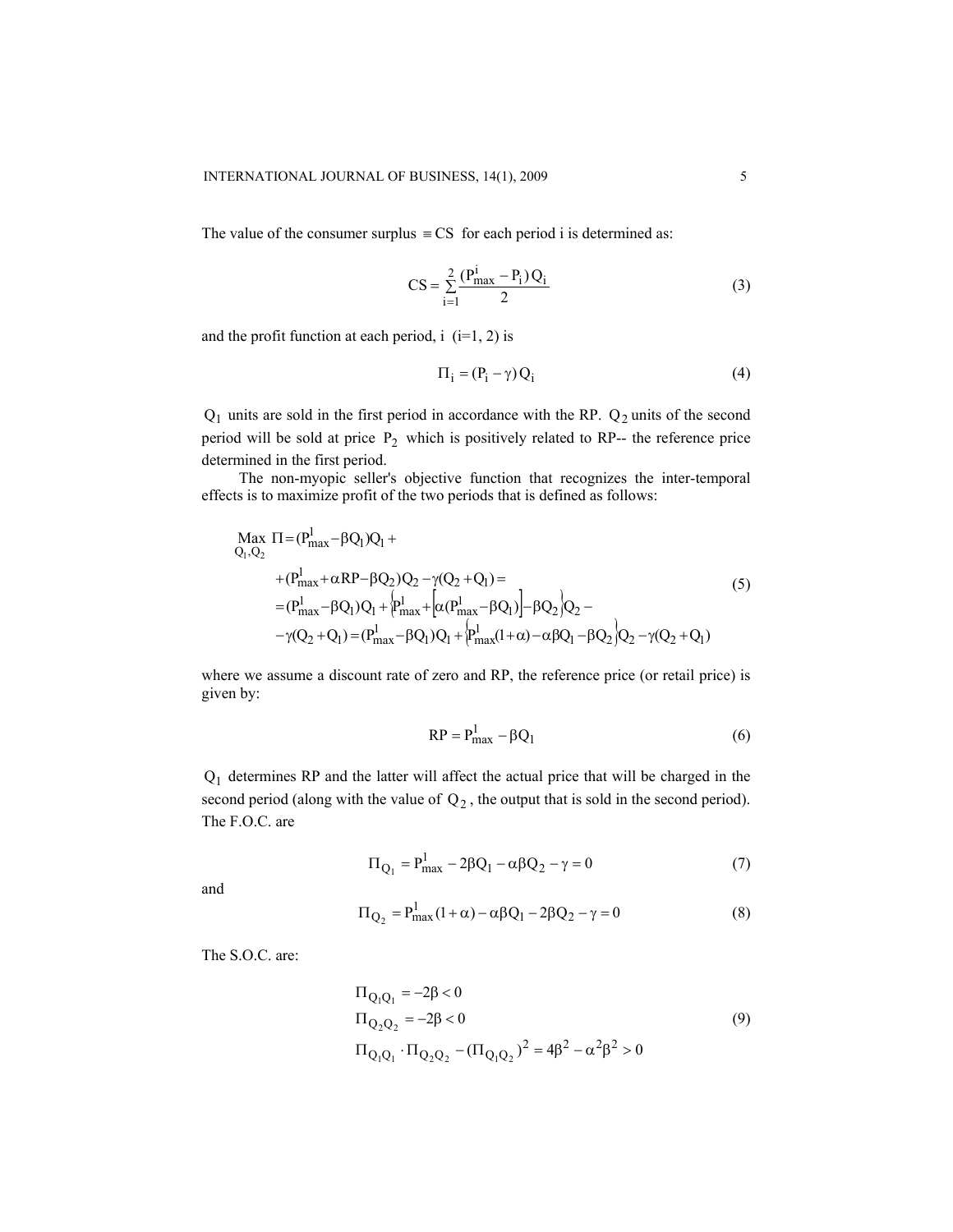The value of the consumer surplus $\equiv$ CS for each period i is determined as:

$$CS = \sum_{i=1}^{2} \frac{(P_{max}^{i} - P_i)\, Q_i}{2} \tag{3}$$

and the profit function at each period, i (i=1, 2) is

$$\Pi_i = (P_i - \gamma)\, Q_i \tag{4}$$

$Q_1$ units are sold in the first period in accordance with the RP. $Q_2$ units of the second period will be sold at price $P_2$ which is positively related to RP-- the reference price determined in the first period.

The non-myopic seller's objective function that recognizes the inter-temporal effects is to maximize profit of the two periods that is defined as follows:

$$\begin{aligned}
\underset{Q_1, Q_2}{\text{Max}}\ \Pi &= (P_{max}^{1} - \beta Q_1) Q_1 + \\
&+ (P_{max}^{1} + \alpha RP - \beta Q_2) Q_2 - \gamma (Q_2 + Q_1) = \\
&= (P_{max}^{1} - \beta Q_1) Q_1 + \left\{P_{max}^{1} + \left[\alpha (P_{max}^{1} - \beta Q_1)\right] - \beta Q_2\right\} Q_2 - \\
&- \gamma (Q_2 + Q_1) = (P_{max}^{1} - \beta Q_1) Q_1 + \left\{P_{max}^{1}(1+\alpha) - \alpha\beta Q_1 - \beta Q_2\right\} Q_2 - \gamma (Q_2 + Q_1)
\end{aligned} \tag{5}$$

where we assume a discount rate of zero and RP, the reference price (or retail price) is given by:

$$RP = P_{max}^{1} - \beta Q_1 \tag{6}$$

$Q_1$ determines RP and the latter will affect the actual price that will be charged in the second period (along with the value of $Q_2$, the output that is sold in the second period). The F.O.C. are

$$\Pi_{Q_1} = P_{max}^{1} - 2\beta Q_1 - \alpha\beta Q_2 - \gamma = 0 \tag{7}$$

and

$$\Pi_{Q_2} = P_{max}^{1}(1+\alpha) - \alpha\beta Q_1 - 2\beta Q_2 - \gamma = 0 \tag{8}$$

The S.O.C. are:

$$\begin{aligned}
&\Pi_{Q_1 Q_1} = -2\beta < 0 \\
&\Pi_{Q_2 Q_2} = -2\beta < 0 \\
&\Pi_{Q_1 Q_1} \cdot \Pi_{Q_2 Q_2} - (\Pi_{Q_1 Q_2})^2 = 4\beta^2 - \alpha^2\beta^2 > 0
\end{aligned} \tag{9}$$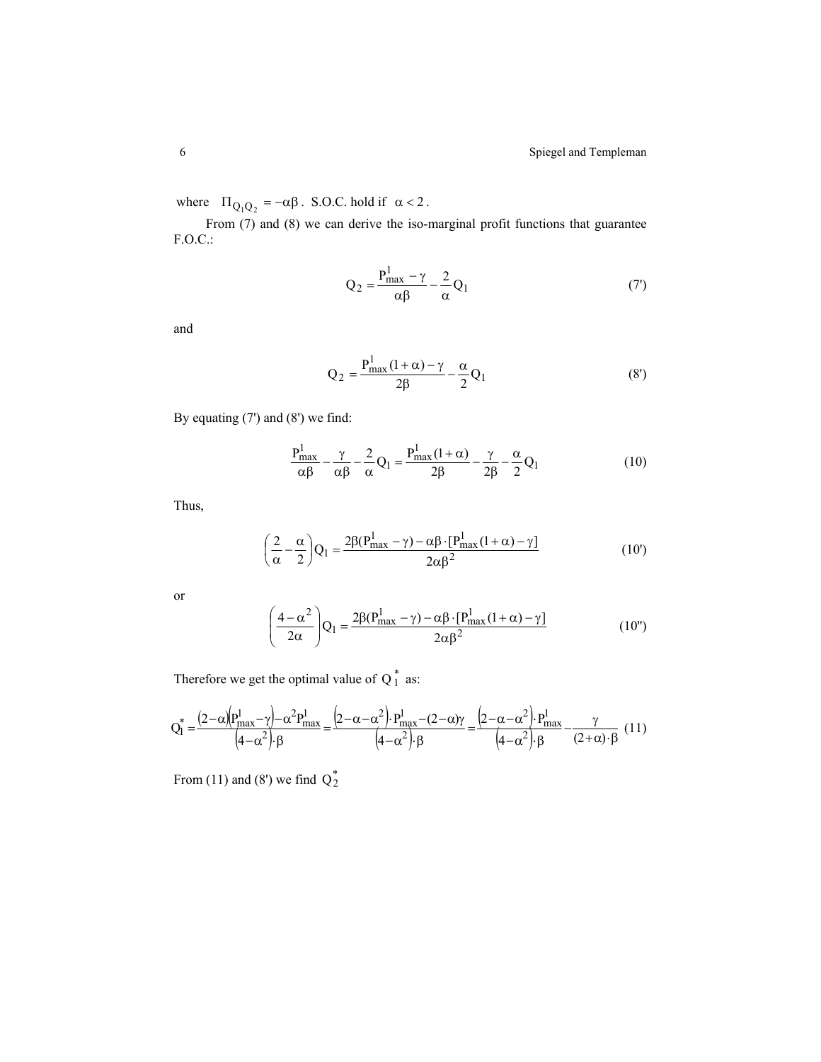where $\Pi_{Q_1Q_2} = -\alpha\beta$. S.O.C. hold if $\alpha < 2$.

From (7) and (8) we can derive the iso-marginal profit functions that guarantee F.O.C.:

$$Q_2 = \frac{P^1_{max} - \gamma}{\alpha\beta} - \frac{2}{\alpha}Q_1 \tag{7'}$$

and

$$Q_2 = \frac{P^1_{max}(1+\alpha) - \gamma}{2\beta} - \frac{\alpha}{2}Q_1 \tag{8'}$$

By equating (7') and (8') we find:

$$\frac{P^1_{max}}{\alpha\beta} - \frac{\gamma}{\alpha\beta} - \frac{2}{\alpha}Q_1 = \frac{P^1_{max}(1+\alpha)}{2\beta} - \frac{\gamma}{2\beta} - \frac{\alpha}{2}Q_1 \tag{10}$$

Thus,

$$\left(\frac{2}{\alpha} - \frac{\alpha}{2}\right)Q_1 = \frac{2\beta(P^1_{max} - \gamma) - \alpha\beta \cdot [P^1_{max}(1+\alpha) - \gamma]}{2\alpha\beta^2} \tag{10'}$$

or

$$\left(\frac{4-\alpha^2}{2\alpha}\right)Q_1 = \frac{2\beta(P^1_{max} - \gamma) - \alpha\beta \cdot [P^1_{max}(1+\alpha) - \gamma]}{2\alpha\beta^2} \tag{10''}$$

Therefore we get the optimal value of $Q_1^*$ as:

$$Q_1^* = \frac{(2-\alpha)\left(P^1_{max} - \gamma\right) - \alpha^2 P^1_{max}}{\left(4-\alpha^2\right)\cdot\beta} = \frac{\left(2-\alpha-\alpha^2\right)\cdot P^1_{max} - (2-\alpha)\gamma}{\left(4-\alpha^2\right)\cdot\beta} = \frac{\left(2-\alpha-\alpha^2\right)\cdot P^1_{max}}{\left(4-\alpha^2\right)\cdot\beta} - \frac{\gamma}{(2+\alpha)\cdot\beta} \tag{11}$$

From (11) and (8') we find $Q_2^*$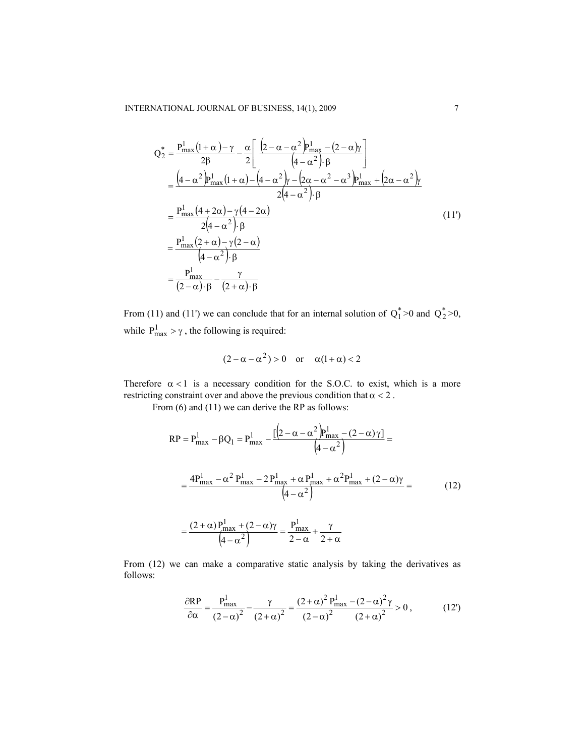$$
\begin{aligned}
Q_2^* &= \frac{P_{max}^1(1+\alpha)-\gamma}{2\beta} - \frac{\alpha}{2}\left[\frac{\left(2-\alpha-\alpha^2\right)P_{max}^1 - (2-\alpha)\gamma}{\left(4-\alpha^2\right)\cdot\beta}\right] \\
&= \frac{\left(4-\alpha^2\right)P_{max}^1(1+\alpha) - \left(4-\alpha^2\right)\gamma - \left(2\alpha-\alpha^2-\alpha^3\right)P_{max}^1 + \left(2\alpha-\alpha^2\right)\gamma}{2\left(4-\alpha^2\right)\cdot\beta} \\
&= \frac{P_{max}^1(4+2\alpha) - \gamma(4-2\alpha)}{2\left(4-\alpha^2\right)\cdot\beta} \\
&= \frac{P_{max}^1(2+\alpha) - \gamma(2-\alpha)}{\left(4-\alpha^2\right)\cdot\beta} \\
&= \frac{P_{max}^1}{(2-\alpha)\cdot\beta} - \frac{\gamma}{(2+\alpha)\cdot\beta}
\end{aligned}
\tag{11'}
$$

From (11) and (11') we can conclude that for an internal solution of $Q_1^*>0$ and $Q_2^*>0$, while $P_{max}^1 > \gamma$, the following is required:

$$
(2-\alpha-\alpha^2) > 0 \quad \text{or} \quad \alpha(1+\alpha) < 2
$$

Therefore $\alpha < 1$ is a necessary condition for the S.O.C. to exist, which is a more restricting constraint over and above the previous condition that $\alpha < 2$.

From (6) and (11) we can derive the RP as follows:

$$
\begin{aligned}
RP &= P_{max}^1 - \beta Q_1 = P_{max}^1 - \frac{[\left(2-\alpha-\alpha^2\right)P_{max}^1 - (2-\alpha)\gamma]}{\left(4-\alpha^2\right)} = \\
&= \frac{4P_{max}^1 - \alpha^2 P_{max}^1 - 2P_{max}^1 + \alpha P_{max}^1 + \alpha^2 P_{max}^1 + (2-\alpha)\gamma}{\left(4-\alpha^2\right)} = \\
&= \frac{(2+\alpha)P_{max}^1 + (2-\alpha)\gamma}{\left(4-\alpha^2\right)} = \frac{P_{max}^1}{2-\alpha} + \frac{\gamma}{2+\alpha}
\end{aligned}
\tag{12}
$$

From (12) we can make a comparative static analysis by taking the derivatives as follows:

$$
\frac{\partial RP}{\partial \alpha} = \frac{P_{max}^1}{(2-\alpha)^2} - \frac{\gamma}{(2+\alpha)^2} = \frac{(2+\alpha)^2 P_{max}^1 - (2-\alpha)^2\gamma}{(2-\alpha)^2 \quad (2+\alpha)^2} > 0\,,
\tag{12'}
$$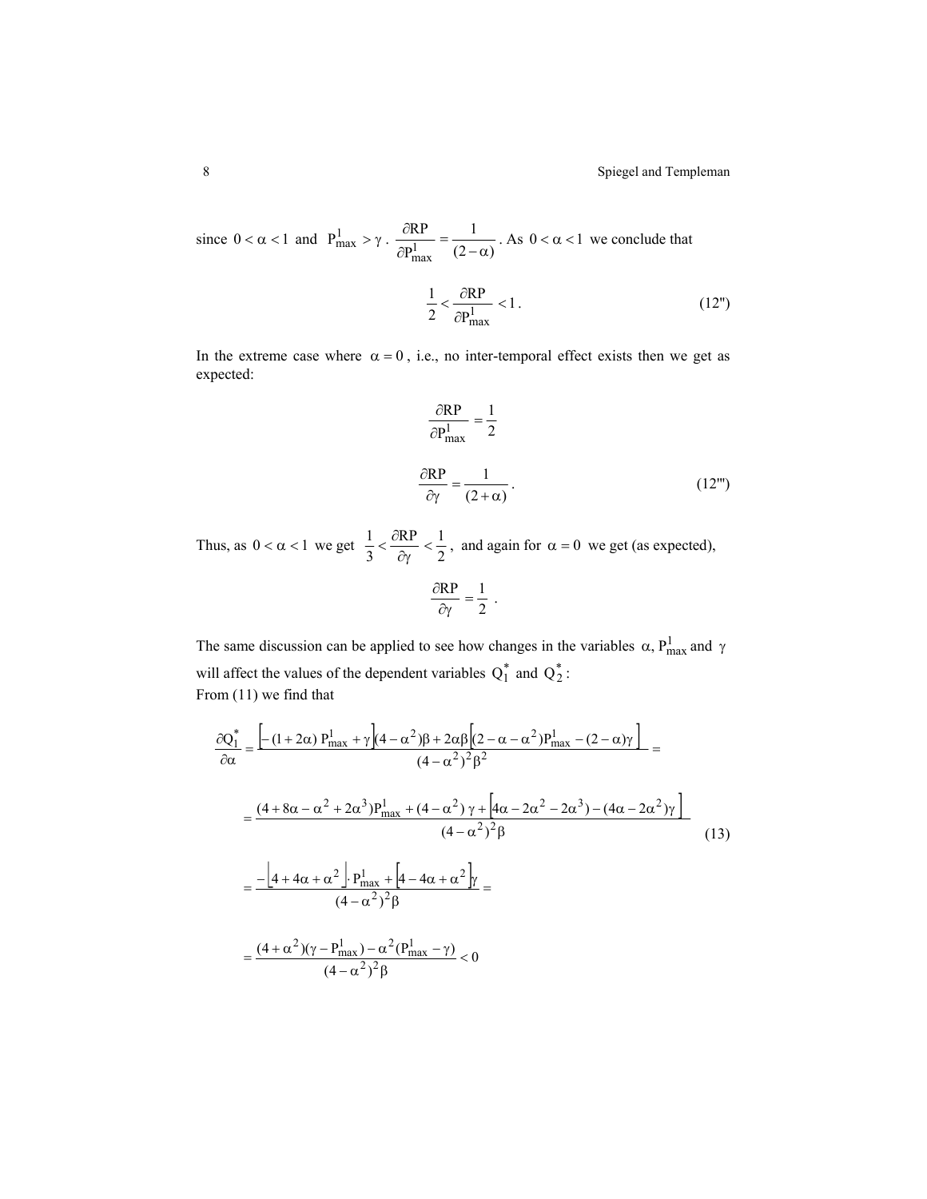since $0 < \alpha < 1$ and $P^1_{max} > \gamma$. $\dfrac{\partial RP}{\partial P^1_{max}} = \dfrac{1}{(2-\alpha)}$. As $0 < \alpha < 1$ we conclude that

$$\frac{1}{2} < \frac{\partial RP}{\partial P^1_{max}} < 1. \tag{12''}$$

In the extreme case where $\alpha = 0$, i.e., no inter-temporal effect exists then we get as expected:

$$\frac{\partial RP}{\partial P^1_{max}} = \frac{1}{2}$$

$$\frac{\partial RP}{\partial \gamma} = \frac{1}{(2+\alpha)}. \tag{12'''}$$

Thus, as $0 < \alpha < 1$ we get $\dfrac{1}{3} < \dfrac{\partial RP}{\partial \gamma} < \dfrac{1}{2}$, and again for $\alpha = 0$ we get (as expected),

$$\frac{\partial RP}{\partial \gamma} = \frac{1}{2}.$$

The same discussion can be applied to see how changes in the variables $\alpha$, $P^1_{max}$ and $\gamma$ will affect the values of the dependent variables $Q_1^*$ and $Q_2^*$:

From (11) we find that

$$\frac{\partial Q_1^*}{\partial \alpha} = \frac{\left[-(1+2\alpha)\,P^1_{max} + \gamma\right](4-\alpha^2)\beta + 2\alpha\beta\left[(2-\alpha-\alpha^2)P^1_{max} - (2-\alpha)\gamma\right]}{(4-\alpha^2)^2\beta^2} =$$

$$= \frac{(4+8\alpha-\alpha^2+2\alpha^3)P^1_{max} + (4-\alpha^2)\,\gamma + \left[4\alpha - 2\alpha^2 - 2\alpha^3) - (4\alpha - 2\alpha^2)\gamma\right]}{(4-\alpha^2)^2\beta} \tag{13}$$

$$= \frac{-\left[4+4\alpha+\alpha^2\right]\cdot P^1_{max} + \left[4-4\alpha+\alpha^2\right]\gamma}{(4-\alpha^2)^2\beta} =$$

$$= \frac{(4+\alpha^2)(\gamma - P^1_{max}) - \alpha^2(P^1_{max} - \gamma)}{(4-\alpha^2)^2\beta} < 0$$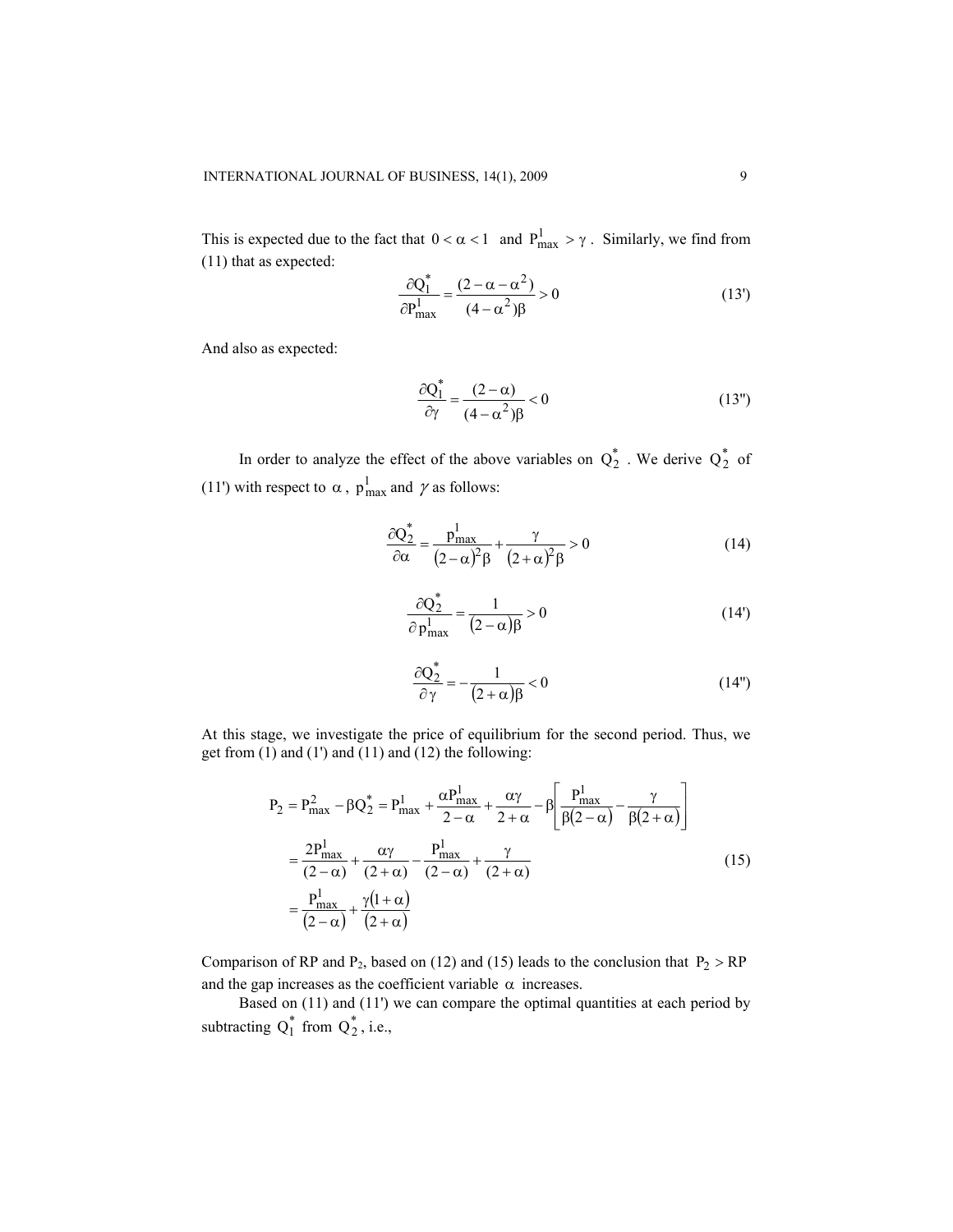This is expected due to the fact that $0 < \alpha < 1$ and $P^1_{max} > \gamma$. Similarly, we find from (11) that as expected:

$$\frac{\partial Q^*_1}{\partial P^1_{max}} = \frac{(2 - \alpha - \alpha^2)}{(4 - \alpha^2)\beta} > 0 \tag{13'}$$

And also as expected:

$$\frac{\partial Q^*_1}{\partial \gamma} = \frac{(2 - \alpha)}{(4 - \alpha^2)\beta} < 0 \tag{13''}$$

In order to analyze the effect of the above variables on $Q^*_2$ . We derive $Q^*_2$ of (11') with respect to $\alpha$, $p^1_{max}$ and $\gamma$ as follows:

$$\frac{\partial Q^*_2}{\partial \alpha} = \frac{p^1_{max}}{(2-\alpha)^2\beta} + \frac{\gamma}{(2+\alpha)^2\beta} > 0 \tag{14}$$

$$\frac{\partial Q^*_2}{\partial p^1_{max}} = \frac{1}{(2-\alpha)\beta} > 0 \tag{14'}$$

$$\frac{\partial Q^*_2}{\partial \gamma} = -\frac{1}{(2+\alpha)\beta} < 0 \tag{14''}$$

At this stage, we investigate the price of equilibrium for the second period. Thus, we get from (1) and (1') and (11) and (12) the following:

$$\begin{aligned}
P_2 = P^2_{max} - \beta Q^*_2 &= P^1_{max} + \frac{\alpha P^1_{max}}{2-\alpha} + \frac{\alpha\gamma}{2+\alpha} - \beta\left[\frac{P^1_{max}}{\beta(2-\alpha)} - \frac{\gamma}{\beta(2+\alpha)}\right] \\
&= \frac{2P^1_{max}}{(2-\alpha)} + \frac{\alpha\gamma}{(2+\alpha)} - \frac{P^1_{max}}{(2-\alpha)} + \frac{\gamma}{(2+\alpha)} \\
&= \frac{P^1_{max}}{(2-\alpha)} + \frac{\gamma(1+\alpha)}{(2+\alpha)}
\end{aligned} \tag{15}$$

Comparison of RP and $P_2$, based on (12) and (15) leads to the conclusion that $P_2 > RP$ and the gap increases as the coefficient variable $\alpha$ increases.

Based on (11) and (11') we can compare the optimal quantities at each period by subtracting $Q^*_1$ from $Q^*_2$, i.e.,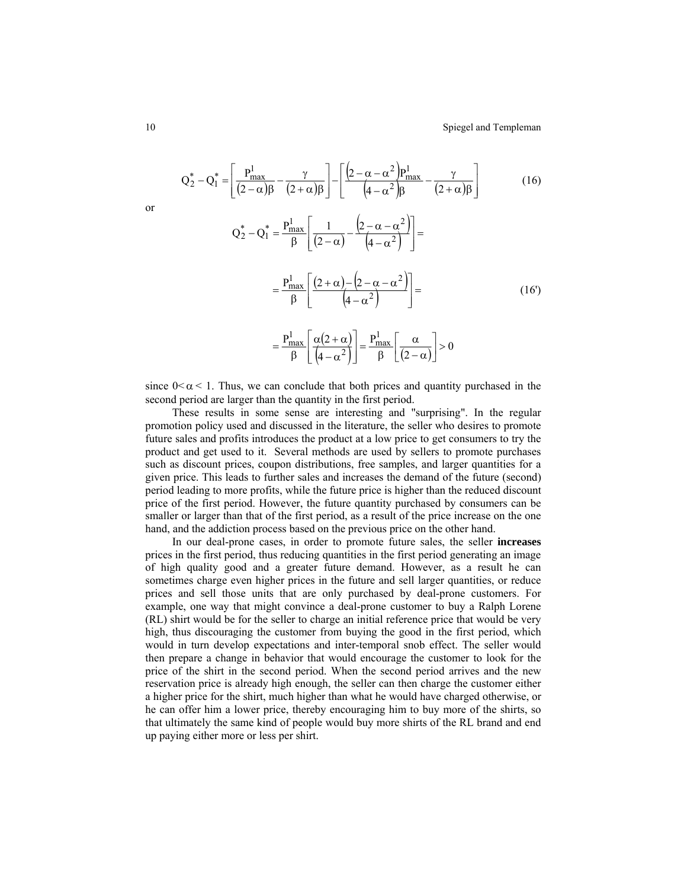$$Q_2^* - Q_1^* = \left[\frac{P_{max}^1}{(2-\alpha)\beta} - \frac{\gamma}{(2+\alpha)\beta}\right] - \left[\frac{\left(2-\alpha-\alpha^2\right)P_{max}^1}{\left(4-\alpha^2\right)\beta} - \frac{\gamma}{(2+\alpha)\beta}\right] \tag{16}$$

or

$$Q_2^* - Q_1^* = \frac{P_{max}^1}{\beta}\left[\frac{1}{(2-\alpha)} - \frac{\left(2-\alpha-\alpha^2\right)}{\left(4-\alpha^2\right)}\right] =$$

$$= \frac{P_{max}^1}{\beta}\left[\frac{(2+\alpha)-\left(2-\alpha-\alpha^2\right)}{\left(4-\alpha^2\right)}\right] = \tag{16'}$$

$$= \frac{P_{max}^1}{\beta}\left[\frac{\alpha(2+\alpha)}{\left(4-\alpha^2\right)}\right] = \frac{P_{max}^1}{\beta}\left[\frac{\alpha}{(2-\alpha)}\right] > 0$$

since $0 < \alpha < 1$. Thus, we can conclude that both prices and quantity purchased in the second period are larger than the quantity in the first period.

These results in some sense are interesting and "surprising". In the regular promotion policy used and discussed in the literature, the seller who desires to promote future sales and profits introduces the product at a low price to get consumers to try the product and get used to it. Several methods are used by sellers to promote purchases such as discount prices, coupon distributions, free samples, and larger quantities for a given price. This leads to further sales and increases the demand of the future (second) period leading to more profits, while the future price is higher than the reduced discount price of the first period. However, the future quantity purchased by consumers can be smaller or larger than that of the first period, as a result of the price increase on the one hand, and the addiction process based on the previous price on the other hand.

In our deal-prone cases, in order to promote future sales, the seller **increases** prices in the first period, thus reducing quantities in the first period generating an image of high quality good and a greater future demand. However, as a result he can sometimes charge even higher prices in the future and sell larger quantities, or reduce prices and sell those units that are only purchased by deal-prone customers. For example, one way that might convince a deal-prone customer to buy a Ralph Lorene (RL) shirt would be for the seller to charge an initial reference price that would be very high, thus discouraging the customer from buying the good in the first period, which would in turn develop expectations and inter-temporal snob effect. The seller would then prepare a change in behavior that would encourage the customer to look for the price of the shirt in the second period. When the second period arrives and the new reservation price is already high enough, the seller can then charge the customer either a higher price for the shirt, much higher than what he would have charged otherwise, or he can offer him a lower price, thereby encouraging him to buy more of the shirts, so that ultimately the same kind of people would buy more shirts of the RL brand and end up paying either more or less per shirt.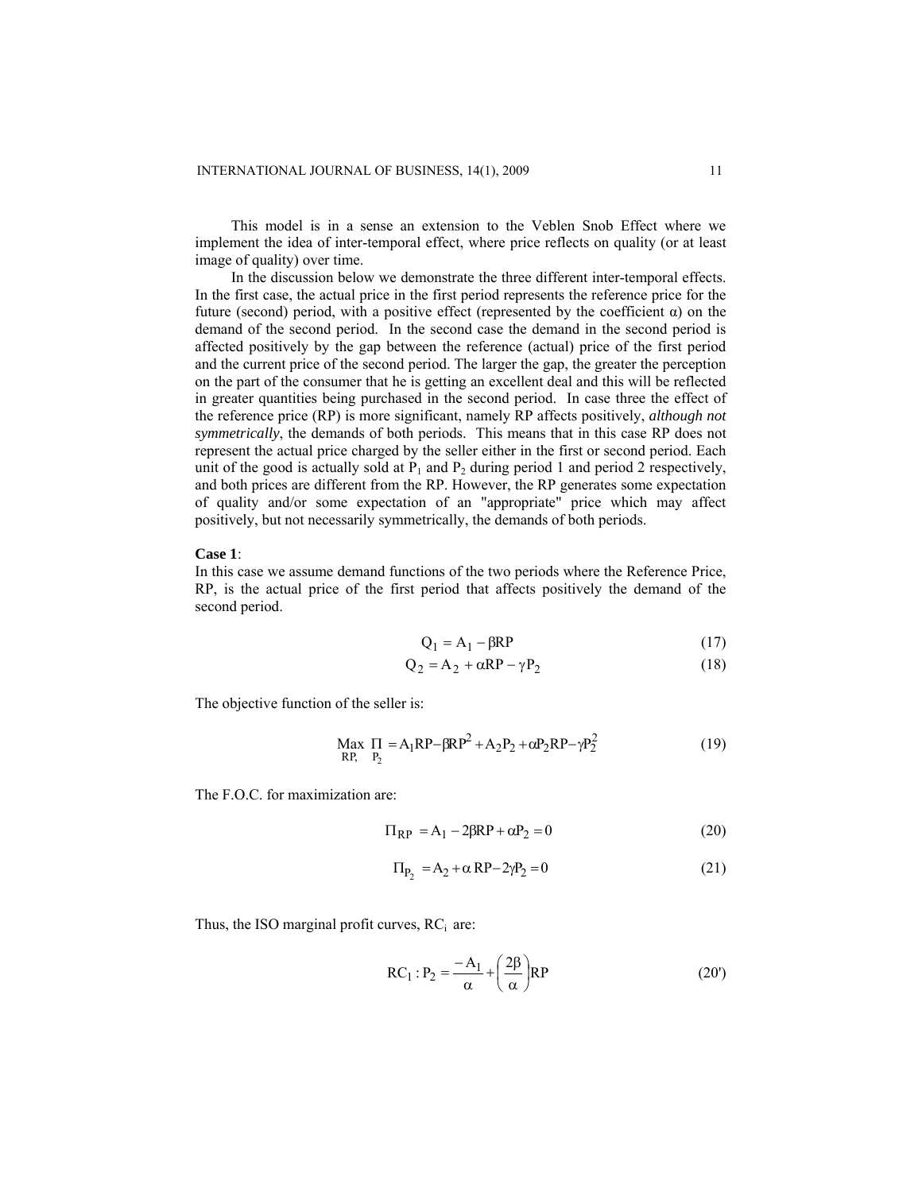This model is in a sense an extension to the Veblen Snob Effect where we implement the idea of inter-temporal effect, where price reflects on quality (or at least image of quality) over time.

In the discussion below we demonstrate the three different inter-temporal effects. In the first case, the actual price in the first period represents the reference price for the future (second) period, with a positive effect (represented by the coefficient α) on the demand of the second period. In the second case the demand in the second period is affected positively by the gap between the reference (actual) price of the first period and the current price of the second period. The larger the gap, the greater the perception on the part of the consumer that he is getting an excellent deal and this will be reflected in greater quantities being purchased in the second period. In case three the effect of the reference price (RP) is more significant, namely RP affects positively, *although not symmetrically*, the demands of both periods. This means that in this case RP does not represent the actual price charged by the seller either in the first or second period. Each unit of the good is actually sold at $P_1$ and $P_2$ during period 1 and period 2 respectively, and both prices are different from the RP. However, the RP generates some expectation of quality and/or some expectation of an "appropriate" price which may affect positively, but not necessarily symmetrically, the demands of both periods.

**Case 1**:

In this case we assume demand functions of the two periods where the Reference Price, RP, is the actual price of the first period that affects positively the demand of the second period.

$$Q_1 = A_1 - \beta RP \tag{17}$$

$$Q_2 = A_2 + \alpha RP - \gamma P_2 \tag{18}$$

The objective function of the seller is:

$$\underset{RP,\ P_2}{\text{Max}}\ \Pi = A_1 RP - \beta RP^2 + A_2 P_2 + \alpha P_2 RP - \gamma P_2^2 \tag{19}$$

The F.O.C. for maximization are:

$$\Pi_{RP} = A_1 - 2\beta RP + \alpha P_2 = 0 \tag{20}$$

$$\Pi_{P_2} = A_2 + \alpha RP - 2\gamma P_2 = 0 \tag{21}$$

Thus, the ISO marginal profit curves, $RC_i$ are:

$$RC_1 : P_2 = \frac{-A_1}{\alpha} + \left(\frac{2\beta}{\alpha}\right) RP \tag{20'}$$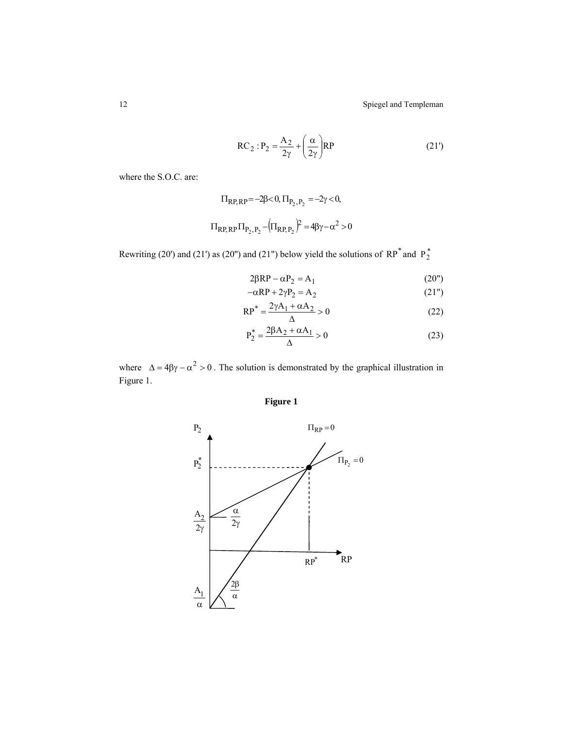$$RC_2 : P_2 = \frac{A_2}{2\gamma} + \left(\frac{\alpha}{2\gamma}\right)RP \tag{21'}$$

where the S.O.C. are:

$$\Pi_{RP,RP} = -2\beta < 0, \Pi_{P_2,P_2} = -2\gamma < 0,$$

$$\Pi_{RP,RP}\Pi_{P_2,P_2} - \left(\Pi_{RP,P_2}\right)^2 = 4\beta\gamma - \alpha^2 > 0$$

Rewriting (20') and (21') as (20'') and (21'') below yield the solutions of $RP^*$ and $P_2^*$

$$2\beta RP - \alpha P_2 = A_1 \tag{20''}$$

$$-\alpha RP + 2\gamma P_2 = A_2 \tag{21''}$$

$$RP^* = \frac{2\gamma A_1 + \alpha A_2}{\Delta} > 0 \tag{22}$$

$$P_2^* = \frac{2\beta A_2 + \alpha A_1}{\Delta} > 0 \tag{23}$$

where $\Delta = 4\beta\gamma - \alpha^2 > 0$. The solution is demonstrated by the graphical illustration in Figure 1.

**Figure 1**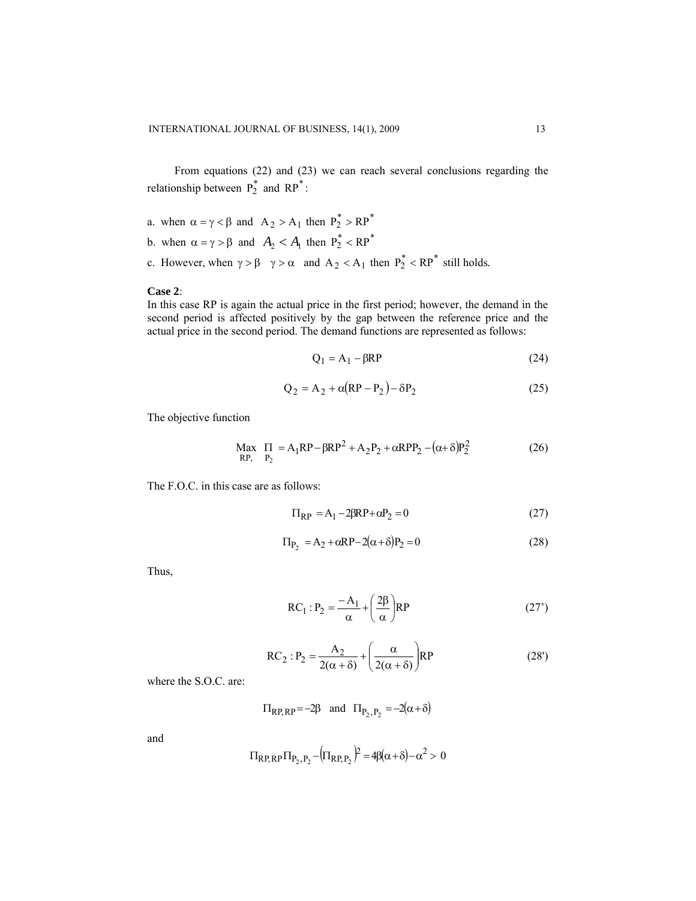From equations (22) and (23) we can reach several conclusions regarding the relationship between $P_2^*$ and $RP^*$:

a. when $\alpha = \gamma < \beta$ and $A_2 > A_1$ then $P_2^* > RP^*$

b. when $\alpha = \gamma > \beta$ and $A_2 < A_1$ then $P_2^* < RP^*$

c. However, when $\gamma > \beta$ $\gamma > \alpha$ and $A_2 < A_1$ then $P_2^* < RP^*$ still holds.

**Case 2**:

In this case RP is again the actual price in the first period; however, the demand in the second period is affected positively by the gap between the reference price and the actual price in the second period. The demand functions are represented as follows:

$$Q_1 = A_1 - \beta RP \tag{24}$$

$$Q_2 = A_2 + \alpha(RP - P_2) - \delta P_2 \tag{25}$$

The objective function

$$\underset{RP, \; P_2}{\text{Max}} \; \Pi = A_1 RP - \beta RP^2 + A_2 P_2 + \alpha RP P_2 - (\alpha + \delta) P_2^2 \tag{26}$$

The F.O.C. in this case are as follows:

$$\Pi_{RP} = A_1 - 2\beta RP + \alpha P_2 = 0 \tag{27}$$

$$\Pi_{P_2} = A_2 + \alpha RP - 2(\alpha + \delta) P_2 = 0 \tag{28}$$

Thus,

$$RC_1 : P_2 = \frac{-A_1}{\alpha} + \left(\frac{2\beta}{\alpha}\right) RP \tag{27'}$$

$$RC_2 : P_2 = \frac{A_2}{2(\alpha + \delta)} + \left(\frac{\alpha}{2(\alpha + \delta)}\right) RP \tag{28'}$$

where the S.O.C. are:

$$\Pi_{RP,RP} = -2\beta \quad \text{and} \quad \Pi_{P_2,P_2} = -2(\alpha + \delta)$$

and

$$\Pi_{RP,RP} \Pi_{P_2,P_2} - (\Pi_{RP,P_2})^2 = 4\beta(\alpha + \delta) - \alpha^2 > 0$$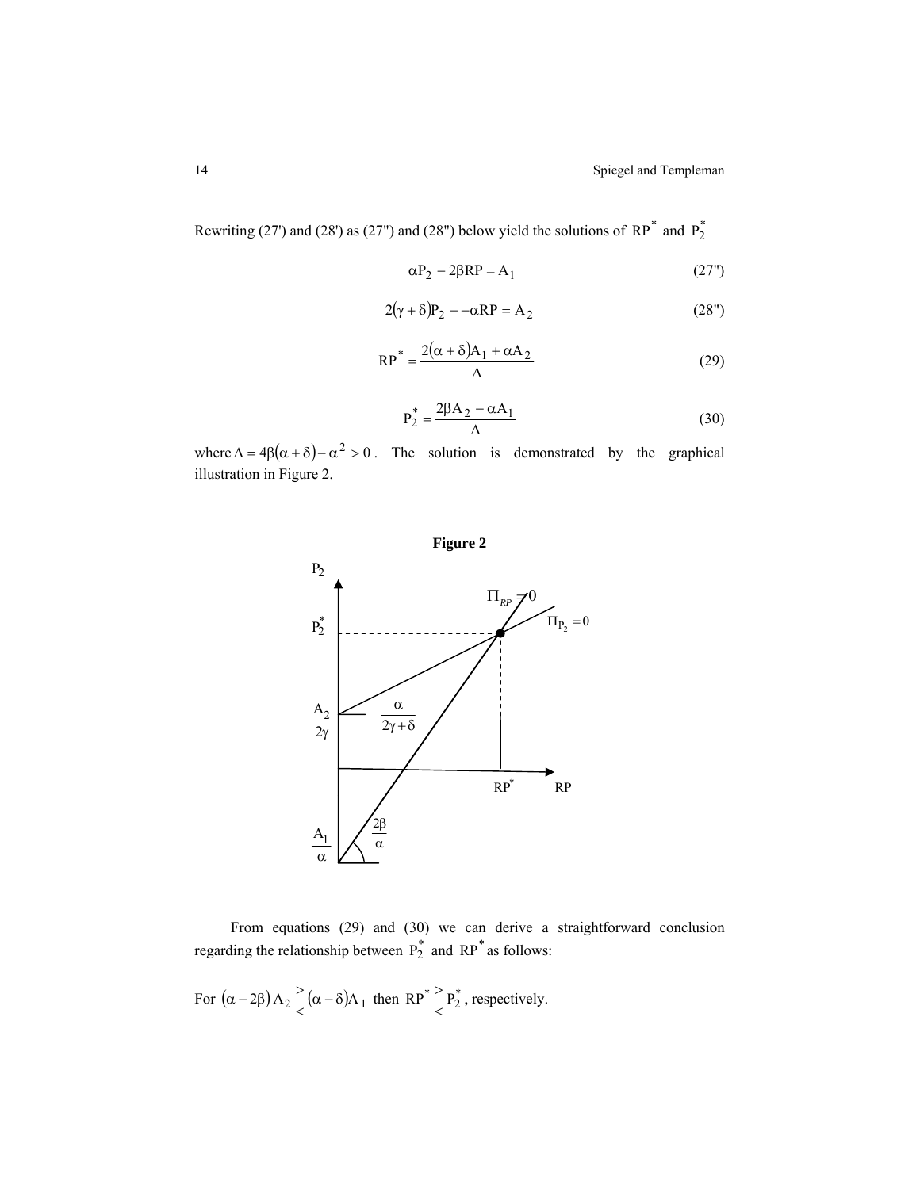Rewriting (27') and (28') as (27") and (28") below yield the solutions of $RP^*$ and $P_2^*$

$$\alpha P_2 - 2\beta RP = A_1 \tag{27"}$$

$$2(\gamma + \delta)P_2 - -\alpha RP = A_2 \tag{28"}$$

$$RP^* = \frac{2(\alpha + \delta)A_1 + \alpha A_2}{\Delta} \tag{29}$$

$$P_2^* = \frac{2\beta A_2 - \alpha A_1}{\Delta} \tag{30}$$

where $\Delta = 4\beta(\alpha + \delta) - \alpha^2 > 0$. The solution is demonstrated by the graphical illustration in Figure 2.

**Figure 2**

From equations (29) and (30) we can derive a straightforward conclusion regarding the relationship between $P_2^*$ and $RP^*$ as follows:

For $(\alpha - 2\beta)\,A_2 \underset{<}{\overset{>}{-}} (\alpha - \delta)A_1$ then $RP^* \underset{<}{\overset{>}{-}} P_2^*$, respectively.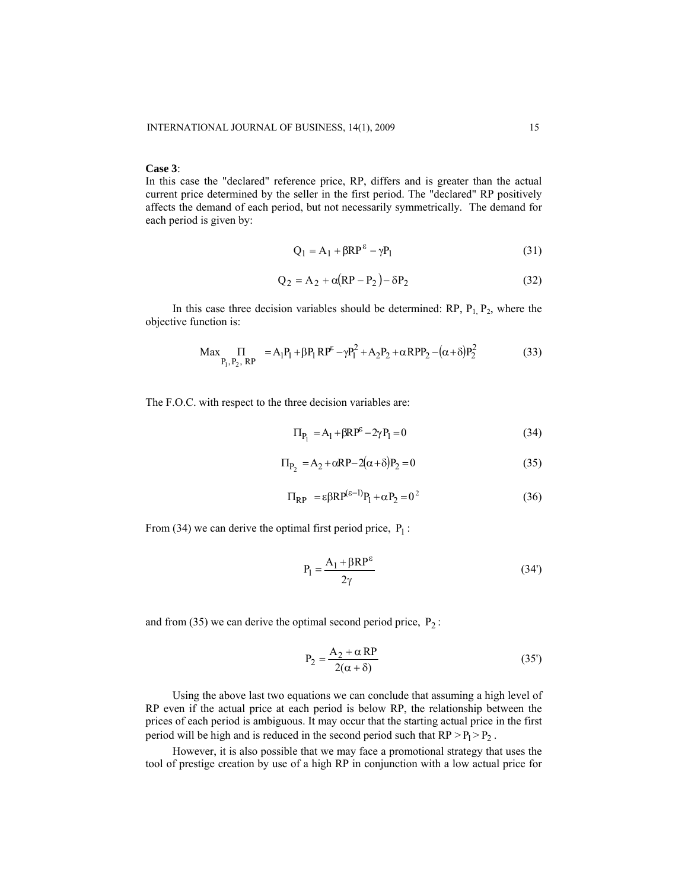**Case 3**:
In this case the "declared" reference price, RP, differs and is greater than the actual current price determined by the seller in the first period. The "declared" RP positively affects the demand of each period, but not necessarily symmetrically. The demand for each period is given by:

$$Q_1 = A_1 + \beta RP^{\varepsilon} - \gamma P_1 \tag{31}$$

$$Q_2 = A_2 + \alpha(RP - P_2) - \delta P_2 \tag{32}$$

In this case three decision variables should be determined: RP, $P_1$, $P_2$, where the objective function is:

$$\underset{P_1, P_2, RP}{\text{Max}} \; \Pi = A_1 P_1 + \beta P_1 RP^{\varepsilon} - \gamma P_1^2 + A_2 P_2 + \alpha RP P_2 - (\alpha + \delta) P_2^2 \tag{33}$$

The F.O.C. with respect to the three decision variables are:

$$\Pi_{P_1} = A_1 + \beta RP^{\varepsilon} - 2\gamma P_1 = 0 \tag{34}$$

$$\Pi_{P_2} = A_2 + \alpha RP - 2(\alpha + \delta) P_2 = 0 \tag{35}$$

$$\Pi_{RP} = \varepsilon \beta RP^{(\varepsilon - 1)} P_1 + \alpha P_2 = 0^{2} \tag{36}$$

From (34) we can derive the optimal first period price, $P_1$ :

$$P_1 = \frac{A_1 + \beta RP^{\varepsilon}}{2\gamma} \tag{34'}$$

and from (35) we can derive the optimal second period price, $P_2$ :

$$P_2 = \frac{A_2 + \alpha RP}{2(\alpha + \delta)} \tag{35'}$$

Using the above last two equations we can conclude that assuming a high level of RP even if the actual price at each period is below RP, the relationship between the prices of each period is ambiguous. It may occur that the starting actual price in the first period will be high and is reduced in the second period such that $RP > P_1 > P_2$.

However, it is also possible that we may face a promotional strategy that uses the tool of prestige creation by use of a high RP in conjunction with a low actual price for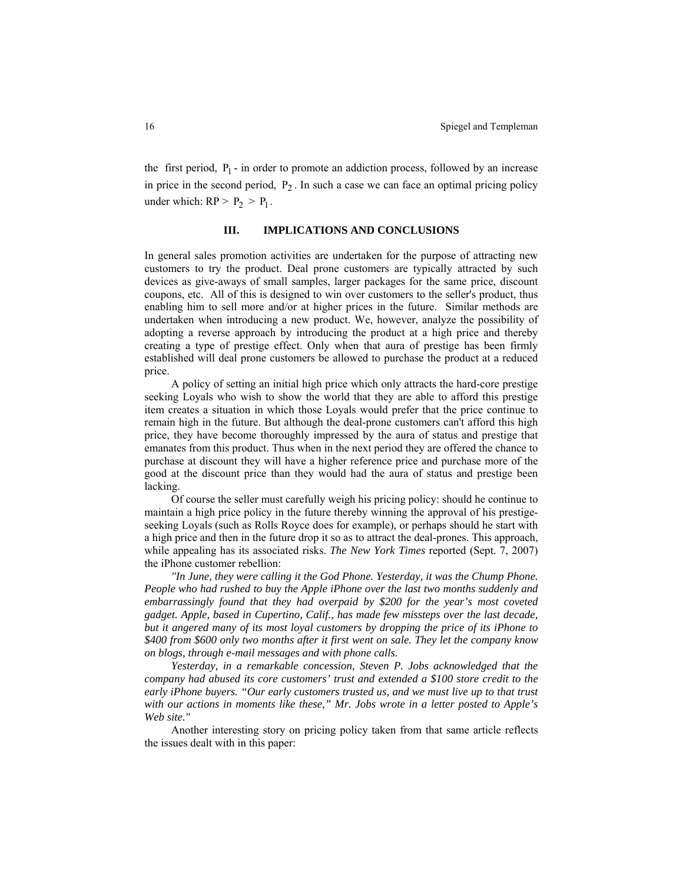the first period, $P_1$ - in order to promote an addiction process, followed by an increase in price in the second period, $P_2$. In such a case we can face an optimal pricing policy under which: $RP > P_2 > P_1$.

## III. IMPLICATIONS AND CONCLUSIONS

In general sales promotion activities are undertaken for the purpose of attracting new customers to try the product. Deal prone customers are typically attracted by such devices as give-aways of small samples, larger packages for the same price, discount coupons, etc. All of this is designed to win over customers to the seller's product, thus enabling him to sell more and/or at higher prices in the future. Similar methods are undertaken when introducing a new product. We, however, analyze the possibility of adopting a reverse approach by introducing the product at a high price and thereby creating a type of prestige effect. Only when that aura of prestige has been firmly established will deal prone customers be allowed to purchase the product at a reduced price.

A policy of setting an initial high price which only attracts the hard-core prestige seeking Loyals who wish to show the world that they are able to afford this prestige item creates a situation in which those Loyals would prefer that the price continue to remain high in the future. But although the deal-prone customers can't afford this high price, they have become thoroughly impressed by the aura of status and prestige that emanates from this product. Thus when in the next period they are offered the chance to purchase at discount they will have a higher reference price and purchase more of the good at the discount price than they would had the aura of status and prestige been lacking.

Of course the seller must carefully weigh his pricing policy: should he continue to maintain a high price policy in the future thereby winning the approval of his prestige-seeking Loyals (such as Rolls Royce does for example), or perhaps should he start with a high price and then in the future drop it so as to attract the deal-prones. This approach, while appealing has its associated risks. *The New York Times* reported (Sept. 7, 2007) the iPhone customer rebellion:

*"In June, they were calling it the God Phone. Yesterday, it was the Chump Phone. People who had rushed to buy the Apple iPhone over the last two months suddenly and embarrassingly found that they had overpaid by $200 for the year's most coveted gadget. Apple, based in Cupertino, Calif., has made few missteps over the last decade, but it angered many of its most loyal customers by dropping the price of its iPhone to $400 from $600 only two months after it first went on sale. They let the company know on blogs, through e-mail messages and with phone calls.*

*Yesterday, in a remarkable concession, Steven P. Jobs acknowledged that the company had abused its core customers' trust and extended a $100 store credit to the early iPhone buyers. "Our early customers trusted us, and we must live up to that trust with our actions in moments like these," Mr. Jobs wrote in a letter posted to Apple's Web site."*

Another interesting story on pricing policy taken from that same article reflects the issues dealt with in this paper: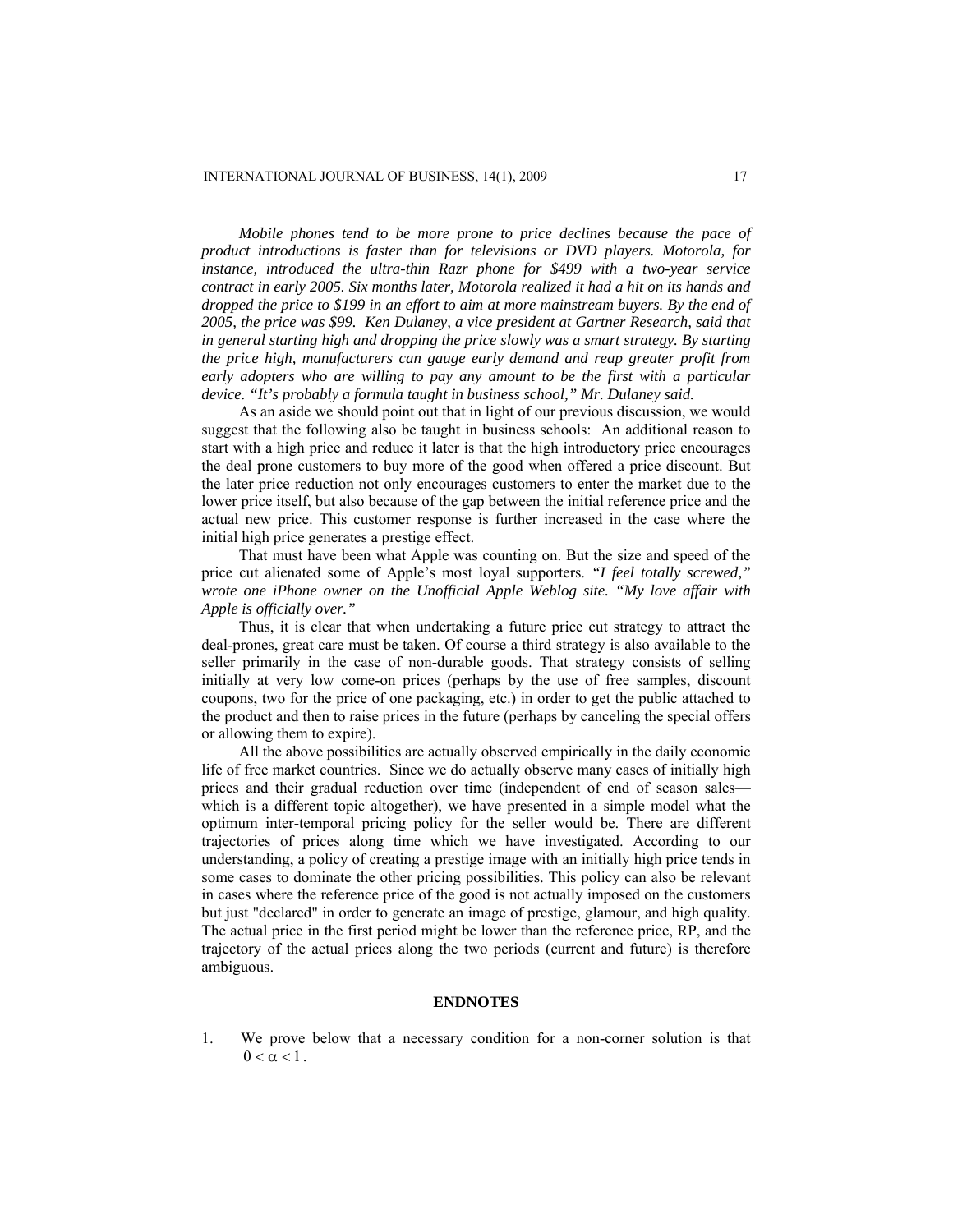*Mobile phones tend to be more prone to price declines because the pace of product introductions is faster than for televisions or DVD players. Motorola, for instance, introduced the ultra-thin Razr phone for $499 with a two-year service contract in early 2005. Six months later, Motorola realized it had a hit on its hands and dropped the price to $199 in an effort to aim at more mainstream buyers. By the end of 2005, the price was $99. Ken Dulaney, a vice president at Gartner Research, said that in general starting high and dropping the price slowly was a smart strategy. By starting the price high, manufacturers can gauge early demand and reap greater profit from early adopters who are willing to pay any amount to be the first with a particular device. "It's probably a formula taught in business school," Mr. Dulaney said.*

As an aside we should point out that in light of our previous discussion, we would suggest that the following also be taught in business schools: An additional reason to start with a high price and reduce it later is that the high introductory price encourages the deal prone customers to buy more of the good when offered a price discount. But the later price reduction not only encourages customers to enter the market due to the lower price itself, but also because of the gap between the initial reference price and the actual new price. This customer response is further increased in the case where the initial high price generates a prestige effect.

That must have been what Apple was counting on. But the size and speed of the price cut alienated some of Apple's most loyal supporters. *"I feel totally screwed," wrote one iPhone owner on the Unofficial Apple Weblog site. "My love affair with Apple is officially over."*

Thus, it is clear that when undertaking a future price cut strategy to attract the deal-prones, great care must be taken. Of course a third strategy is also available to the seller primarily in the case of non-durable goods. That strategy consists of selling initially at very low come-on prices (perhaps by the use of free samples, discount coupons, two for the price of one packaging, etc.) in order to get the public attached to the product and then to raise prices in the future (perhaps by canceling the special offers or allowing them to expire).

All the above possibilities are actually observed empirically in the daily economic life of free market countries. Since we do actually observe many cases of initially high prices and their gradual reduction over time (independent of end of season sales—which is a different topic altogether), we have presented in a simple model what the optimum inter-temporal pricing policy for the seller would be. There are different trajectories of prices along time which we have investigated. According to our understanding, a policy of creating a prestige image with an initially high price tends in some cases to dominate the other pricing possibilities. This policy can also be relevant in cases where the reference price of the good is not actually imposed on the customers but just "declared" in order to generate an image of prestige, glamour, and high quality. The actual price in the first period might be lower than the reference price, RP, and the trajectory of the actual prices along the two periods (current and future) is therefore ambiguous.

## ENDNOTES

1. We prove below that a necessary condition for a non-corner solution is that $0 < \alpha < 1$.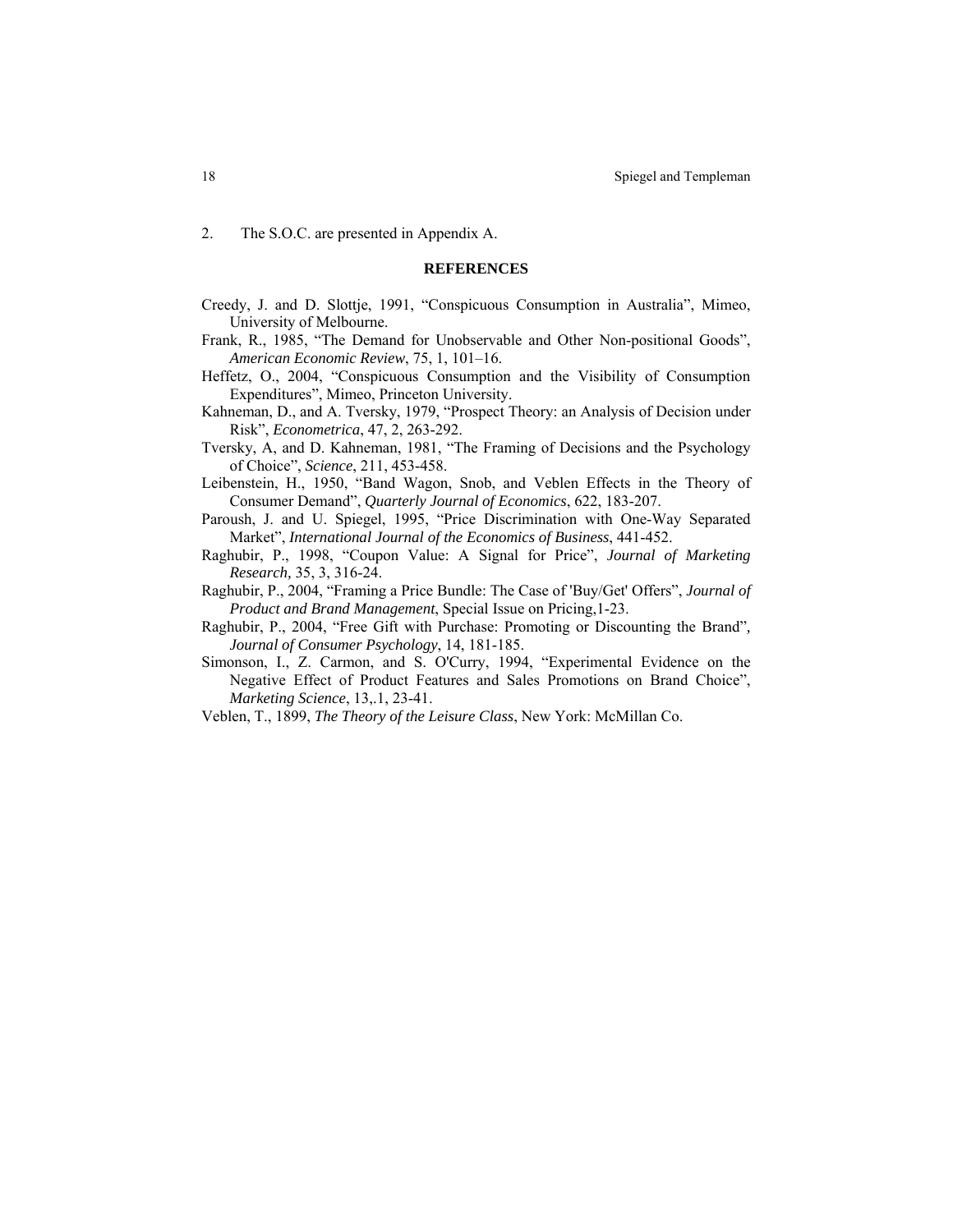2. The S.O.C. are presented in Appendix A.

## REFERENCES

Creedy, J. and D. Slottje, 1991, "Conspicuous Consumption in Australia", Mimeo, University of Melbourne.

Frank, R., 1985, "The Demand for Unobservable and Other Non-positional Goods", *American Economic Review*, 75, 1, 101–16.

Heffetz, O., 2004, "Conspicuous Consumption and the Visibility of Consumption Expenditures", Mimeo, Princeton University.

Kahneman, D., and A. Tversky, 1979, "Prospect Theory: an Analysis of Decision under Risk", *Econometrica*, 47, 2, 263-292.

Tversky, A, and D. Kahneman, 1981, "The Framing of Decisions and the Psychology of Choice", *Science*, 211, 453-458.

Leibenstein, H., 1950, "Band Wagon, Snob, and Veblen Effects in the Theory of Consumer Demand", *Quarterly Journal of Economics*, 622, 183-207.

Paroush, J. and U. Spiegel, 1995, "Price Discrimination with One-Way Separated Market", *International Journal of the Economics of Business*, 441-452.

Raghubir, P., 1998, "Coupon Value: A Signal for Price", *Journal of Marketing Research,* 35, 3, 316-24.

Raghubir, P., 2004, "Framing a Price Bundle: The Case of 'Buy/Get' Offers", *Journal of Product and Brand Management*, Special Issue on Pricing,1-23.

Raghubir, P., 2004, "Free Gift with Purchase: Promoting or Discounting the Brand", *Journal of Consumer Psychology*, 14, 181-185.

Simonson, I., Z. Carmon, and S. O'Curry, 1994, "Experimental Evidence on the Negative Effect of Product Features and Sales Promotions on Brand Choice", *Marketing Science*, 13,.1, 23-41.

Veblen, T., 1899, *The Theory of the Leisure Class*, New York: McMillan Co.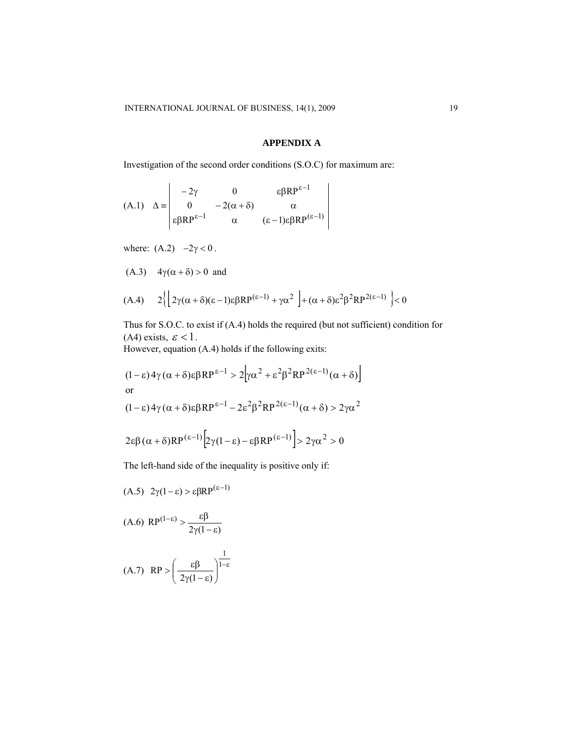## APPENDIX A

Investigation of the second order conditions (S.O.C) for maximum are:

$$\text{(A.1)} \quad \Delta \equiv \begin{vmatrix} -2\gamma & 0 & \varepsilon\beta RP^{\varepsilon-1} \\ 0 & -2(\alpha+\delta) & \alpha \\ \varepsilon\beta RP^{\varepsilon-1} & \alpha & (\varepsilon-1)\varepsilon\beta RP^{(\varepsilon-1)} \end{vmatrix}$$

where: (A.2) $-2\gamma < 0$.

(A.3) $4\gamma(\alpha+\delta) > 0$ and

$$\text{(A.4)} \quad 2\left\{\left[2\gamma(\alpha+\delta)(\varepsilon-1)\varepsilon\beta RP^{(\varepsilon-1)} + \gamma\alpha^2\right] + (\alpha+\delta)\varepsilon^2\beta^2 RP^{2(\varepsilon-1)}\right\} < 0$$

Thus for S.O.C. to exist if (A.4) holds the required (but not sufficient) condition for (A4) exists, $\varepsilon < 1$.
However, equation (A.4) holds if the following exits:

$$(1-\varepsilon)4\gamma(\alpha+\delta)\varepsilon\beta RP^{\varepsilon-1} > 2\left[\gamma\alpha^2 + \varepsilon^2\beta^2 RP^{2(\varepsilon-1)}(\alpha+\delta)\right]$$

or

$$(1-\varepsilon)4\gamma(\alpha+\delta)\varepsilon\beta RP^{\varepsilon-1} - 2\varepsilon^2\beta^2 RP^{2(\varepsilon-1)}(\alpha+\delta) > 2\gamma\alpha^2$$

$$2\varepsilon\beta(\alpha+\delta)RP^{(\varepsilon-1)}\left[2\gamma(1-\varepsilon) - \varepsilon\beta RP^{(\varepsilon-1)}\right] > 2\gamma\alpha^2 > 0$$

The left-hand side of the inequality is positive only if:

$$\text{(A.5)} \quad 2\gamma(1-\varepsilon) > \varepsilon\beta RP^{(\varepsilon-1)}$$

$$\text{(A.6)} \quad RP^{(1-\varepsilon)} > \frac{\varepsilon\beta}{2\gamma(1-\varepsilon)}$$

$$\text{(A.7)} \quad RP > \left(\frac{\varepsilon\beta}{2\gamma(1-\varepsilon)}\right)^{\frac{1}{1-\varepsilon}}$$